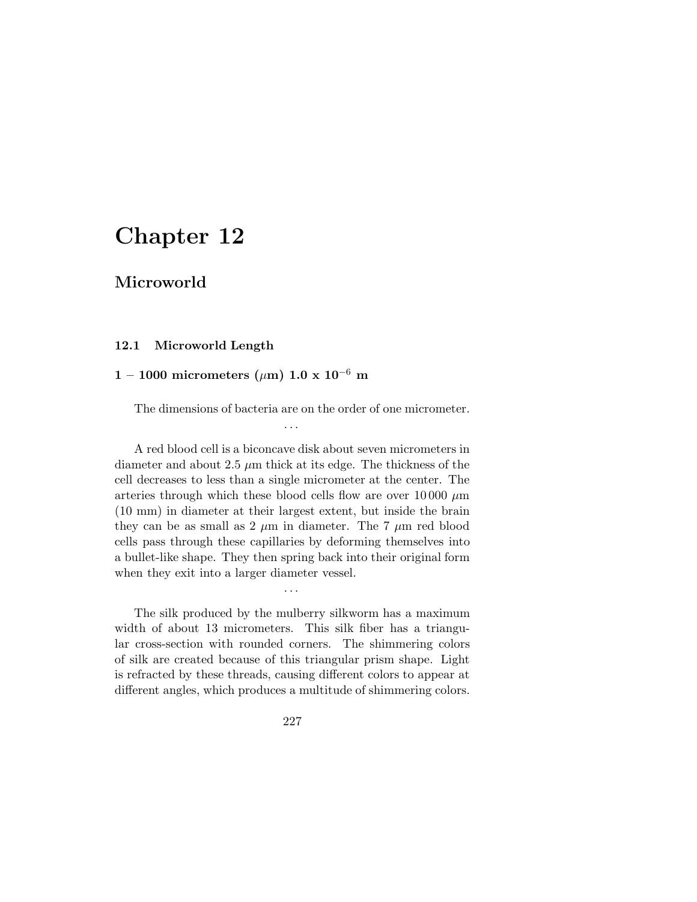# Chapter 12

## Microworld

### 12.1 Microworld Length

#### 1 – 1000 micrometers ($\mu$m) 1.0 x $10^{-6}$ m

The dimensions of bacteria are on the order of one micrometer.

...

A red blood cell is a biconcave disk about seven micrometers in diameter and about 2.5 $\mu$m thick at its edge. The thickness of the cell decreases to less than a single micrometer at the center. The arteries through which these blood cells flow are over 10 000 $\mu$m (10 mm) in diameter at their largest extent, but inside the brain they can be as small as 2 $\mu$m in diameter. The 7 $\mu$m red blood cells pass through these capillaries by deforming themselves into a bullet-like shape. They then spring back into their original form when they exit into a larger diameter vessel.

...

The silk produced by the mulberry silkworm has a maximum width of about 13 micrometers. This silk fiber has a triangular cross-section with rounded corners. The shimmering colors of silk are created because of this triangular prism shape. Light is refracted by these threads, causing different colors to appear at different angles, which produces a multitude of shimmering colors.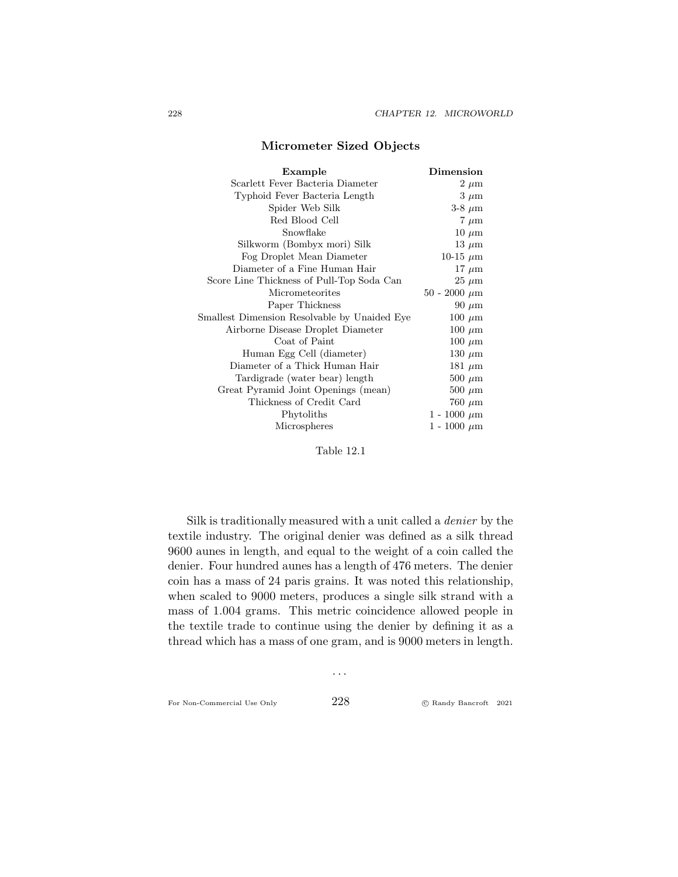### Micrometer Sized Objects

| Example | Dimension |
|---|---|
| Scarlett Fever Bacteria Diameter | 2 $\mu$m |
| Typhoid Fever Bacteria Length | 3 $\mu$m |
| Spider Web Silk | 3-8 $\mu$m |
| Red Blood Cell | 7 $\mu$m |
| Snowflake | 10 $\mu$m |
| Silkworm (Bombyx mori) Silk | 13 $\mu$m |
| Fog Droplet Mean Diameter | 10-15 $\mu$m |
| Diameter of a Fine Human Hair | 17 $\mu$m |
| Score Line Thickness of Pull-Top Soda Can | 25 $\mu$m |
| Micrometeorites | 50 - 2000 $\mu$m |
| Paper Thickness | 90 $\mu$m |
| Smallest Dimension Resolvable by Unaided Eye | 100 $\mu$m |
| Airborne Disease Droplet Diameter | 100 $\mu$m |
| Coat of Paint | 100 $\mu$m |
| Human Egg Cell (diameter) | 130 $\mu$m |
| Diameter of a Thick Human Hair | 181 $\mu$m |
| Tardigrade (water bear) length | 500 $\mu$m |
| Great Pyramid Joint Openings (mean) | 500 $\mu$m |
| Thickness of Credit Card | 760 $\mu$m |
| Phytoliths | 1 - 1000 $\mu$m |
| Microspheres | 1 - 1000 $\mu$m |

Table 12.1

Silk is traditionally measured with a unit called a *denier* by the textile industry. The original denier was defined as a silk thread 9600 aunes in length, and equal to the weight of a coin called the denier. Four hundred aunes has a length of 476 meters. The denier coin has a mass of 24 paris grains. It was noted this relationship, when scaled to 9000 meters, produces a single silk strand with a mass of 1.004 grams. This metric coincidence allowed people in the textile trade to continue using the denier by defining it as a thread which has a mass of one gram, and is 9000 meters in length.

. . .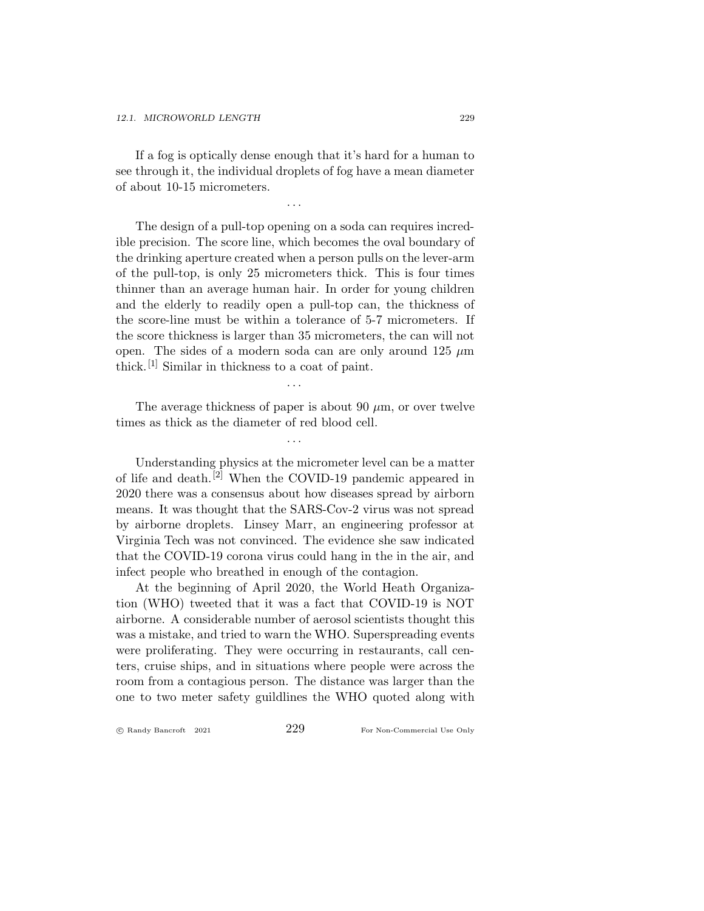If a fog is optically dense enough that it's hard for a human to see through it, the individual droplets of fog have a mean diameter of about 10-15 micrometers.

...

The design of a pull-top opening on a soda can requires incredible precision. The score line, which becomes the oval boundary of the drinking aperture created when a person pulls on the lever-arm of the pull-top, is only 25 micrometers thick. This is four times thinner than an average human hair. In order for young children and the elderly to readily open a pull-top can, the thickness of the score-line must be within a tolerance of 5-7 micrometers. If the score thickness is larger than 35 micrometers, the can will not open. The sides of a modern soda can are only around 125 $\mu$m thick.[1] Similar in thickness to a coat of paint.

...

The average thickness of paper is about 90 $\mu$m, or over twelve times as thick as the diameter of red blood cell.

...

Understanding physics at the micrometer level can be a matter of life and death.[2] When the COVID-19 pandemic appeared in 2020 there was a consensus about how diseases spread by airborn means. It was thought that the SARS-Cov-2 virus was not spread by airborne droplets. Linsey Marr, an engineering professor at Virginia Tech was not convinced. The evidence she saw indicated that the COVID-19 corona virus could hang in the in the air, and infect people who breathed in enough of the contagion.

At the beginning of April 2020, the World Heath Organization (WHO) tweeted that it was a fact that COVID-19 is NOT airborne. A considerable number of aerosol scientists thought this was a mistake, and tried to warn the WHO. Superspreading events were proliferating. They were occurring in restaurants, call centers, cruise ships, and in situations where people were across the room from a contagious person. The distance was larger than the one to two meter safety guildlines the WHO quoted along with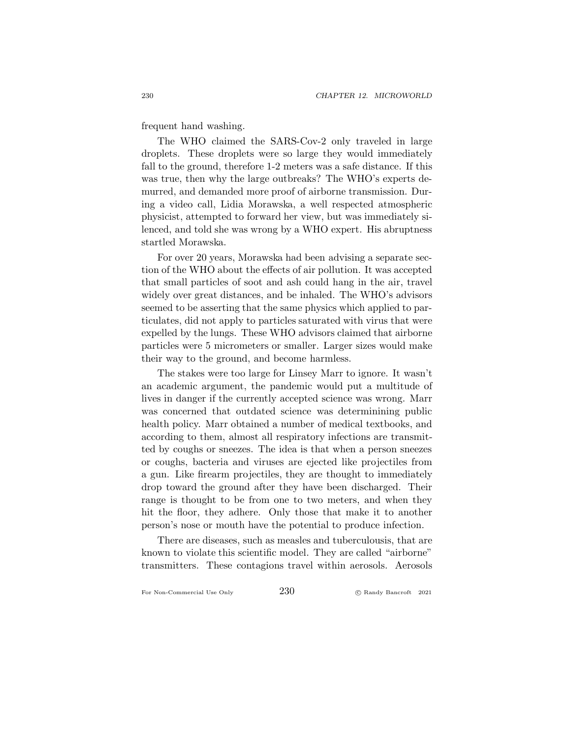frequent hand washing.

The WHO claimed the SARS-Cov-2 only traveled in large droplets. These droplets were so large they would immediately fall to the ground, therefore 1-2 meters was a safe distance. If this was true, then why the large outbreaks? The WHO's experts demurred, and demanded more proof of airborne transmission. During a video call, Lidia Morawska, a well respected atmospheric physicist, attempted to forward her view, but was immediately silenced, and told she was wrong by a WHO expert. His abruptness startled Morawska.

For over 20 years, Morawska had been advising a separate section of the WHO about the effects of air pollution. It was accepted that small particles of soot and ash could hang in the air, travel widely over great distances, and be inhaled. The WHO's advisors seemed to be asserting that the same physics which applied to particulates, did not apply to particles saturated with virus that were expelled by the lungs. These WHO advisors claimed that airborne particles were 5 micrometers or smaller. Larger sizes would make their way to the ground, and become harmless.

The stakes were too large for Linsey Marr to ignore. It wasn't an academic argument, the pandemic would put a multitude of lives in danger if the currently accepted science was wrong. Marr was concerned that outdated science was determinining public health policy. Marr obtained a number of medical textbooks, and according to them, almost all respiratory infections are transmitted by coughs or sneezes. The idea is that when a person sneezes or coughs, bacteria and viruses are ejected like projectiles from a gun. Like firearm projectiles, they are thought to immediately drop toward the ground after they have been discharged. Their range is thought to be from one to two meters, and when they hit the floor, they adhere. Only those that make it to another person's nose or mouth have the potential to produce infection.

There are diseases, such as measles and tuberculousis, that are known to violate this scientific model. They are called "airborne" transmitters. These contagions travel within aerosols. Aerosols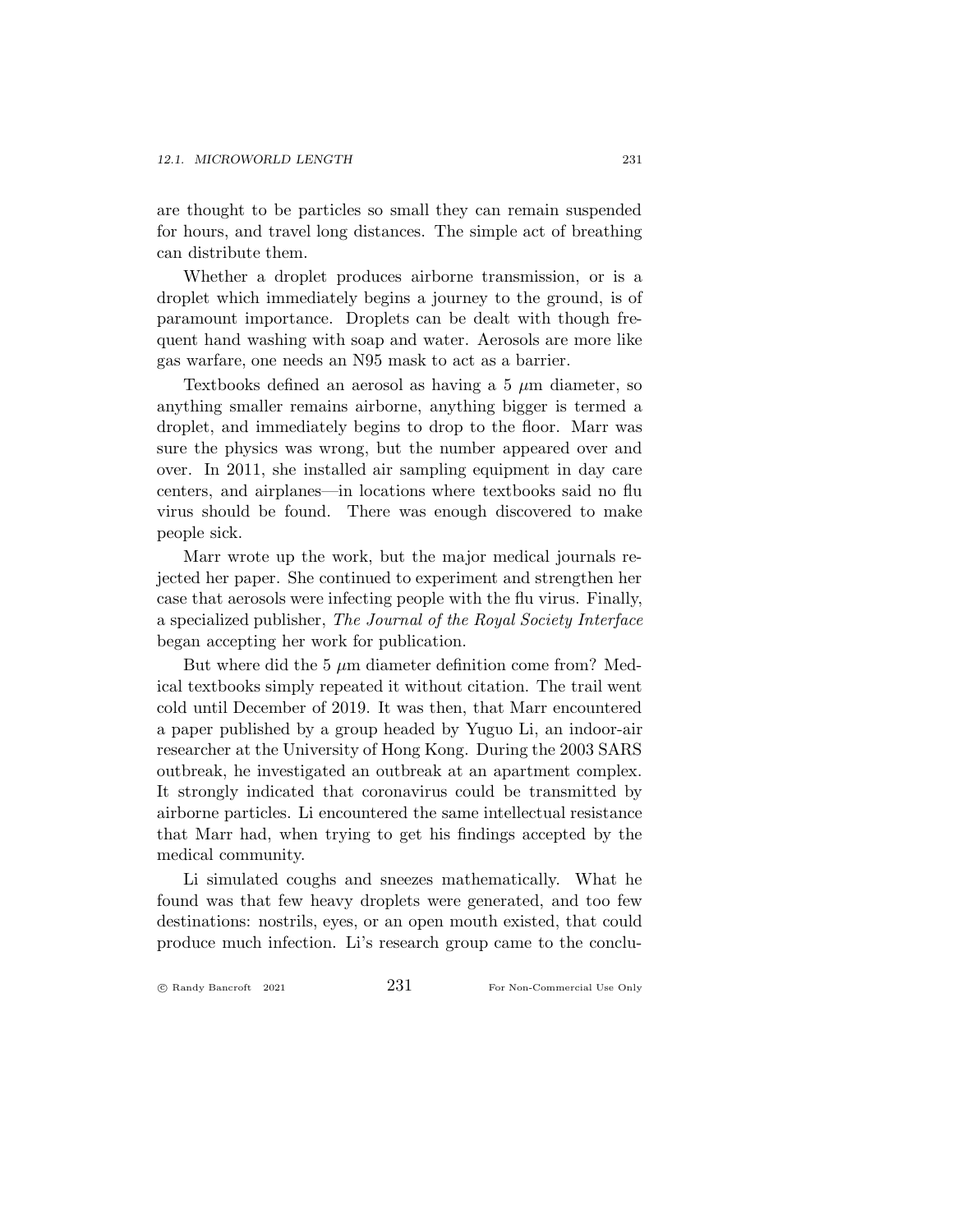are thought to be particles so small they can remain suspended for hours, and travel long distances. The simple act of breathing can distribute them.

Whether a droplet produces airborne transmission, or is a droplet which immediately begins a journey to the ground, is of paramount importance. Droplets can be dealt with though frequent hand washing with soap and water. Aerosols are more like gas warfare, one needs an N95 mask to act as a barrier.

Textbooks defined an aerosol as having a 5 $\mu$m diameter, so anything smaller remains airborne, anything bigger is termed a droplet, and immediately begins to drop to the floor. Marr was sure the physics was wrong, but the number appeared over and over. In 2011, she installed air sampling equipment in day care centers, and airplanes—in locations where textbooks said no flu virus should be found. There was enough discovered to make people sick.

Marr wrote up the work, but the major medical journals rejected her paper. She continued to experiment and strengthen her case that aerosols were infecting people with the flu virus. Finally, a specialized publisher, *The Journal of the Royal Society Interface* began accepting her work for publication.

But where did the 5 $\mu$m diameter definition come from? Medical textbooks simply repeated it without citation. The trail went cold until December of 2019. It was then, that Marr encountered a paper published by a group headed by Yuguo Li, an indoor-air researcher at the University of Hong Kong. During the 2003 SARS outbreak, he investigated an outbreak at an apartment complex. It strongly indicated that coronavirus could be transmitted by airborne particles. Li encountered the same intellectual resistance that Marr had, when trying to get his findings accepted by the medical community.

Li simulated coughs and sneezes mathematically. What he found was that few heavy droplets were generated, and too few destinations: nostrils, eyes, or an open mouth existed, that could produce much infection. Li's research group came to the conclu-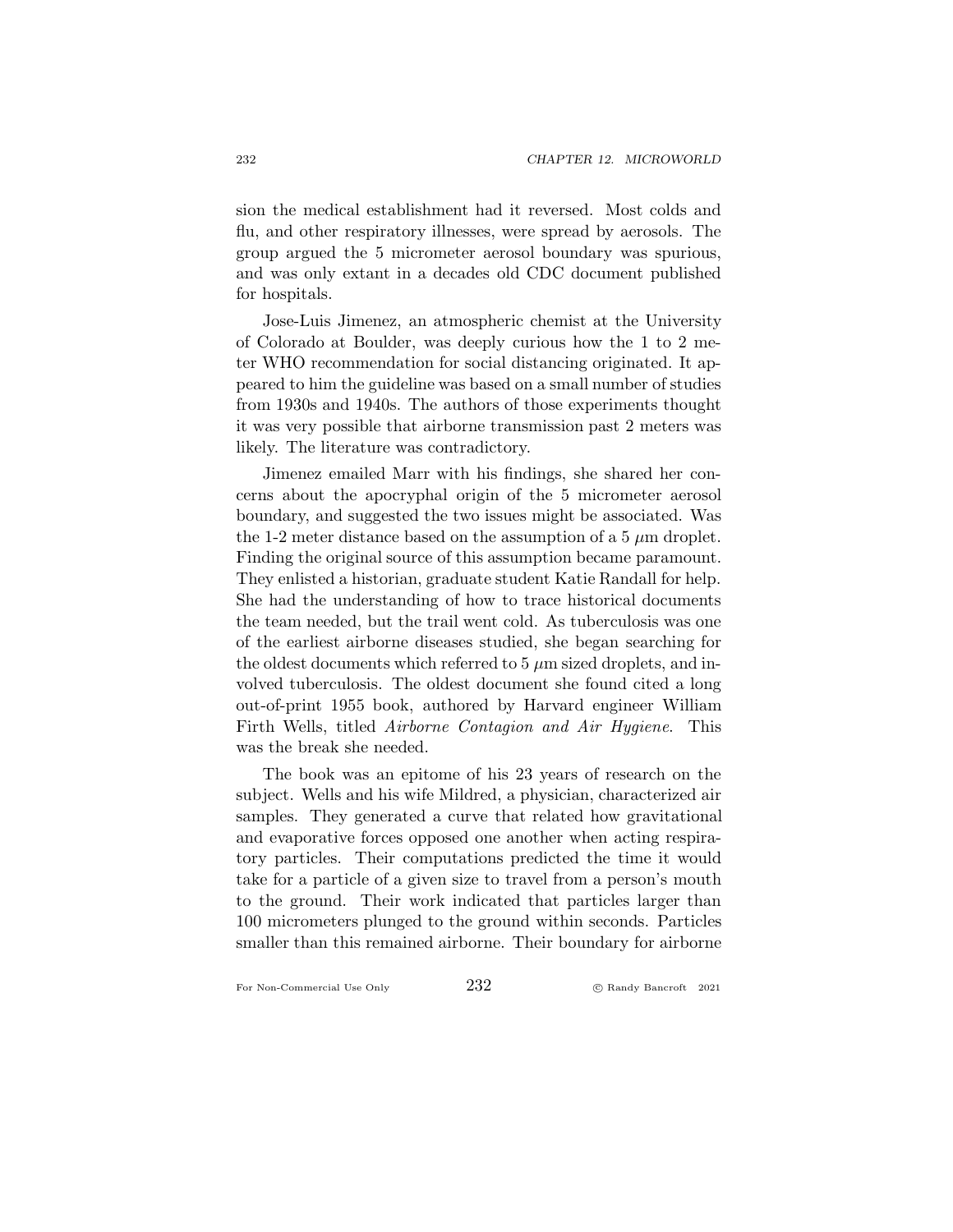sion the medical establishment had it reversed. Most colds and flu, and other respiratory illnesses, were spread by aerosols. The group argued the 5 micrometer aerosol boundary was spurious, and was only extant in a decades old CDC document published for hospitals.

Jose-Luis Jimenez, an atmospheric chemist at the University of Colorado at Boulder, was deeply curious how the 1 to 2 meter WHO recommendation for social distancing originated. It appeared to him the guideline was based on a small number of studies from 1930s and 1940s. The authors of those experiments thought it was very possible that airborne transmission past 2 meters was likely. The literature was contradictory.

Jimenez emailed Marr with his findings, she shared her concerns about the apocryphal origin of the 5 micrometer aerosol boundary, and suggested the two issues might be associated. Was the 1-2 meter distance based on the assumption of a 5 $\mu$m droplet. Finding the original source of this assumption became paramount. They enlisted a historian, graduate student Katie Randall for help. She had the understanding of how to trace historical documents the team needed, but the trail went cold. As tuberculosis was one of the earliest airborne diseases studied, she began searching for the oldest documents which referred to 5 $\mu$m sized droplets, and involved tuberculosis. The oldest document she found cited a long out-of-print 1955 book, authored by Harvard engineer William Firth Wells, titled *Airborne Contagion and Air Hygiene*. This was the break she needed.

The book was an epitome of his 23 years of research on the subject. Wells and his wife Mildred, a physician, characterized air samples. They generated a curve that related how gravitational and evaporative forces opposed one another when acting respiratory particles. Their computations predicted the time it would take for a particle of a given size to travel from a person's mouth to the ground. Their work indicated that particles larger than 100 micrometers plunged to the ground within seconds. Particles smaller than this remained airborne. Their boundary for airborne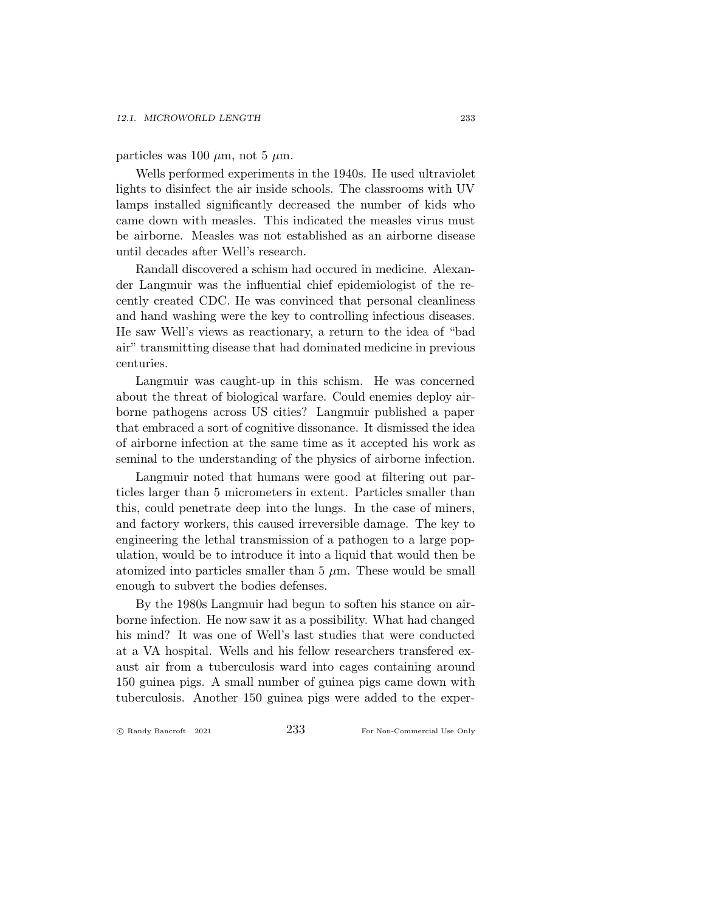particles was 100 $\mu$m, not 5 $\mu$m.

Wells performed experiments in the 1940s. He used ultraviolet lights to disinfect the air inside schools. The classrooms with UV lamps installed significantly decreased the number of kids who came down with measles. This indicated the measles virus must be airborne. Measles was not established as an airborne disease until decades after Well's research.

Randall discovered a schism had occured in medicine. Alexander Langmuir was the influential chief epidemiologist of the recently created CDC. He was convinced that personal cleanliness and hand washing were the key to controlling infectious diseases. He saw Well's views as reactionary, a return to the idea of "bad air" transmitting disease that had dominated medicine in previous centuries.

Langmuir was caught-up in this schism. He was concerned about the threat of biological warfare. Could enemies deploy airborne pathogens across US cities? Langmuir published a paper that embraced a sort of cognitive dissonance. It dismissed the idea of airborne infection at the same time as it accepted his work as seminal to the understanding of the physics of airborne infection.

Langmuir noted that humans were good at filtering out particles larger than 5 micrometers in extent. Particles smaller than this, could penetrate deep into the lungs. In the case of miners, and factory workers, this caused irreversible damage. The key to engineering the lethal transmission of a pathogen to a large population, would be to introduce it into a liquid that would then be atomized into particles smaller than 5 $\mu$m. These would be small enough to subvert the bodies defenses.

By the 1980s Langmuir had begun to soften his stance on airborne infection. He now saw it as a possibility. What had changed his mind? It was one of Well's last studies that were conducted at a VA hospital. Wells and his fellow researchers transfered exaust air from a tuberculosis ward into cages containing around 150 guinea pigs. A small number of guinea pigs came down with tuberculosis. Another 150 guinea pigs were added to the exper-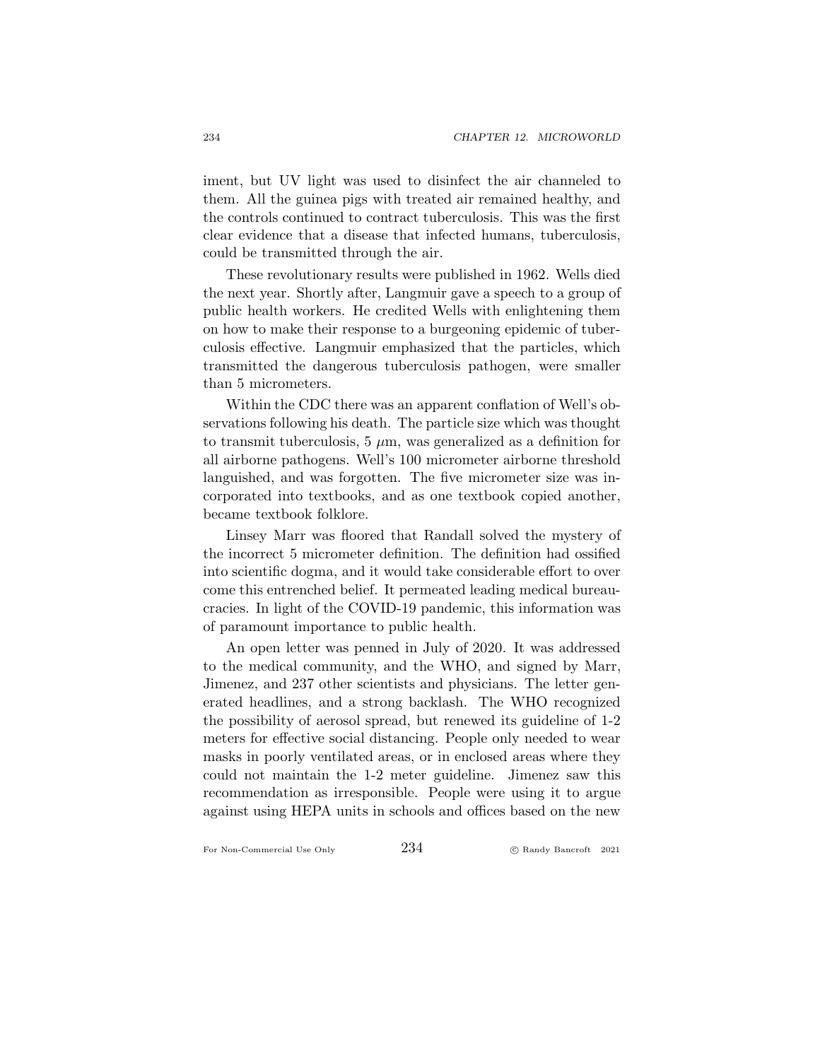iment, but UV light was used to disinfect the air channeled to them. All the guinea pigs with treated air remained healthy, and the controls continued to contract tuberculosis. This was the first clear evidence that a disease that infected humans, tuberculosis, could be transmitted through the air.

These revolutionary results were published in 1962. Wells died the next year. Shortly after, Langmuir gave a speech to a group of public health workers. He credited Wells with enlightening them on how to make their response to a burgeoning epidemic of tuberculosis effective. Langmuir emphasized that the particles, which transmitted the dangerous tuberculosis pathogen, were smaller than 5 micrometers.

Within the CDC there was an apparent conflation of Well's observations following his death. The particle size which was thought to transmit tuberculosis, 5 $\mu$m, was generalized as a definition for all airborne pathogens. Well's 100 micrometer airborne threshold languished, and was forgotten. The five micrometer size was incorporated into textbooks, and as one textbook copied another, became textbook folklore.

Linsey Marr was floored that Randall solved the mystery of the incorrect 5 micrometer definition. The definition had ossified into scientific dogma, and it would take considerable effort to over come this entrenched belief. It permeated leading medical bureaucracies. In light of the COVID-19 pandemic, this information was of paramount importance to public health.

An open letter was penned in July of 2020. It was addressed to the medical community, and the WHO, and signed by Marr, Jimenez, and 237 other scientists and physicians. The letter generated headlines, and a strong backlash. The WHO recognized the possibility of aerosol spread, but renewed its guideline of 1-2 meters for effective social distancing. People only needed to wear masks in poorly ventilated areas, or in enclosed areas where they could not maintain the 1-2 meter guideline. Jimenez saw this recommendation as irresponsible. People were using it to argue against using HEPA units in schools and offices based on the new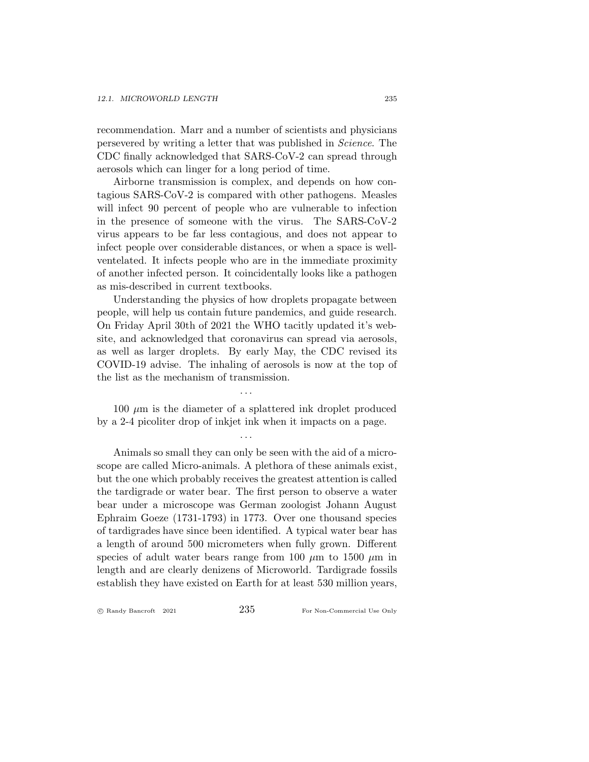recommendation. Marr and a number of scientists and physicians persevered by writing a letter that was published in *Science*. The CDC finally acknowledged that SARS-CoV-2 can spread through aerosols which can linger for a long period of time.

Airborne transmission is complex, and depends on how contagious SARS-CoV-2 is compared with other pathogens. Measles will infect 90 percent of people who are vulnerable to infection in the presence of someone with the virus. The SARS-CoV-2 virus appears to be far less contagious, and does not appear to infect people over considerable distances, or when a space is well-ventelated. It infects people who are in the immediate proximity of another infected person. It coincidentally looks like a pathogen as mis-described in current textbooks.

Understanding the physics of how droplets propagate between people, will help us contain future pandemics, and guide research. On Friday April 30th of 2021 the WHO tacitly updated it's website, and acknowledged that coronavirus can spread via aerosols, as well as larger droplets. By early May, the CDC revised its COVID-19 advise. The inhaling of aerosols is now at the top of the list as the mechanism of transmission.

...

100 $\mu$m is the diameter of a splattered ink droplet produced by a 2-4 picoliter drop of inkjet ink when it impacts on a page.

...

Animals so small they can only be seen with the aid of a microscope are called Micro-animals. A plethora of these animals exist, but the one which probably receives the greatest attention is called the tardigrade or water bear. The first person to observe a water bear under a microscope was German zoologist Johann August Ephraim Goeze (1731-1793) in 1773. Over one thousand species of tardigrades have since been identified. A typical water bear has a length of around 500 micrometers when fully grown. Different species of adult water bears range from 100 $\mu$m to 1500 $\mu$m in length and are clearly denizens of Microworld. Tardigrade fossils establish they have existed on Earth for at least 530 million years,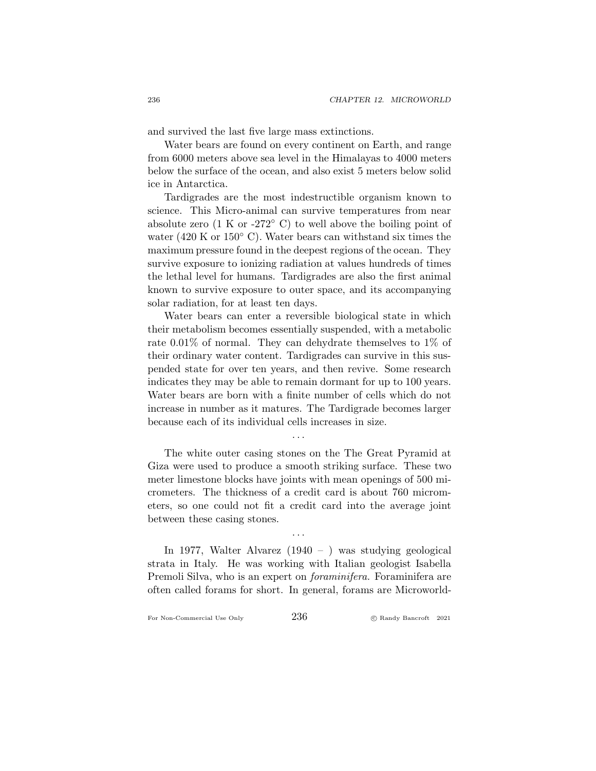and survived the last five large mass extinctions.

Water bears are found on every continent on Earth, and range from 6000 meters above sea level in the Himalayas to 4000 meters below the surface of the ocean, and also exist 5 meters below solid ice in Antarctica.

Tardigrades are the most indestructible organism known to science. This Micro-animal can survive temperatures from near absolute zero (1 K or -272° C) to well above the boiling point of water (420 K or 150° C). Water bears can withstand six times the maximum pressure found in the deepest regions of the ocean. They survive exposure to ionizing radiation at values hundreds of times the lethal level for humans. Tardigrades are also the first animal known to survive exposure to outer space, and its accompanying solar radiation, for at least ten days.

Water bears can enter a reversible biological state in which their metabolism becomes essentially suspended, with a metabolic rate 0.01% of normal. They can dehydrate themselves to 1% of their ordinary water content. Tardigrades can survive in this suspended state for over ten years, and then revive. Some research indicates they may be able to remain dormant for up to 100 years. Water bears are born with a finite number of cells which do not increase in number as it matures. The Tardigrade becomes larger because each of its individual cells increases in size.

...

The white outer casing stones on the The Great Pyramid at Giza were used to produce a smooth striking surface. These two meter limestone blocks have joints with mean openings of 500 micrometers. The thickness of a credit card is about 760 micrometers, so one could not fit a credit card into the average joint between these casing stones.

...

In 1977, Walter Alvarez (1940 – ) was studying geological strata in Italy. He was working with Italian geologist Isabella Premoli Silva, who is an expert on *foraminifera.* Foraminifera are often called forams for short. In general, forams are Microworld-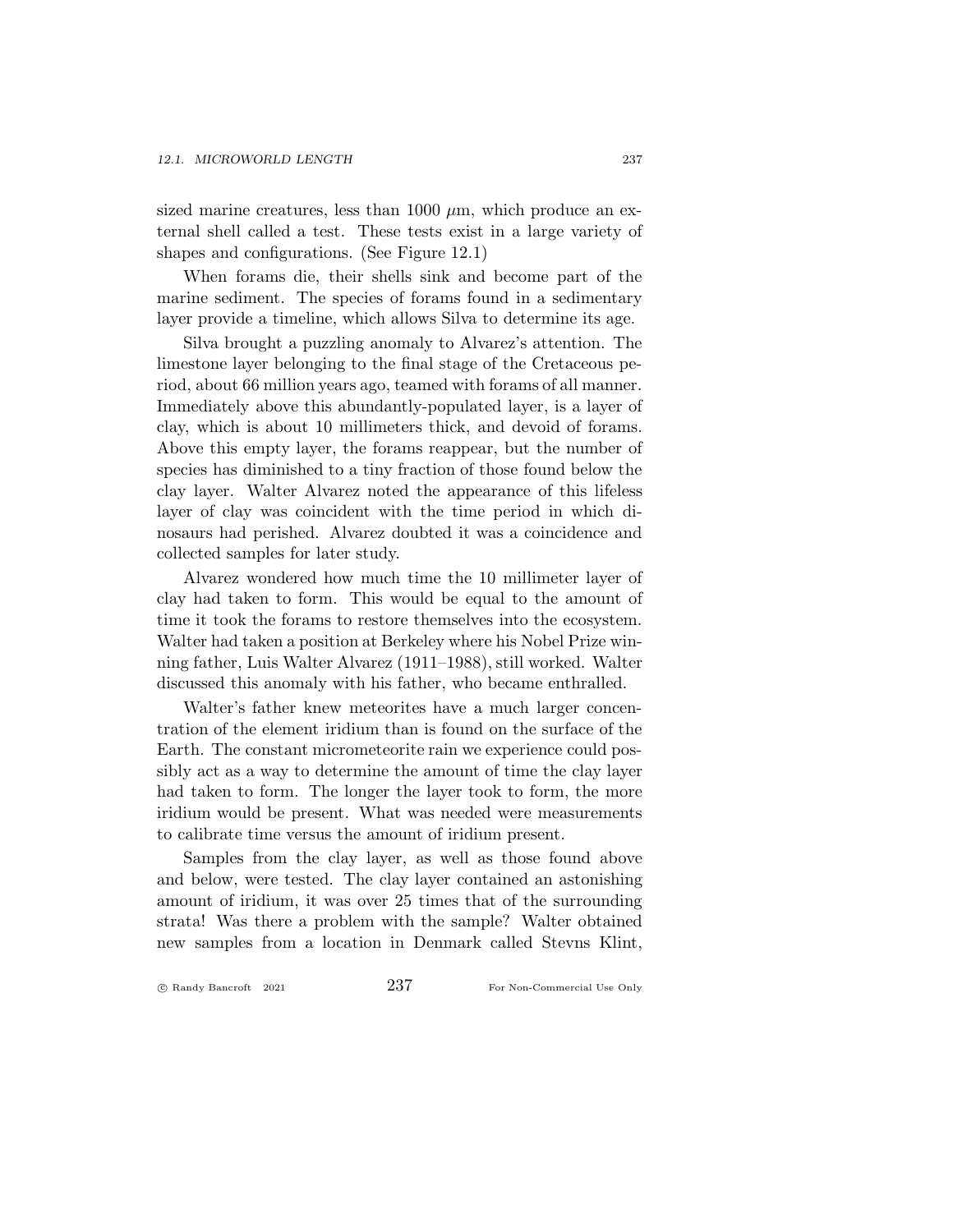sized marine creatures, less than 1000 $\mu$m, which produce an external shell called a test. These tests exist in a large variety of shapes and configurations. (See Figure 12.1)

When forams die, their shells sink and become part of the marine sediment. The species of forams found in a sedimentary layer provide a timeline, which allows Silva to determine its age.

Silva brought a puzzling anomaly to Alvarez's attention. The limestone layer belonging to the final stage of the Cretaceous period, about 66 million years ago, teamed with forams of all manner. Immediately above this abundantly-populated layer, is a layer of clay, which is about 10 millimeters thick, and devoid of forams. Above this empty layer, the forams reappear, but the number of species has diminished to a tiny fraction of those found below the clay layer. Walter Alvarez noted the appearance of this lifeless layer of clay was coincident with the time period in which dinosaurs had perished. Alvarez doubted it was a coincidence and collected samples for later study.

Alvarez wondered how much time the 10 millimeter layer of clay had taken to form. This would be equal to the amount of time it took the forams to restore themselves into the ecosystem. Walter had taken a position at Berkeley where his Nobel Prize winning father, Luis Walter Alvarez (1911–1988), still worked. Walter discussed this anomaly with his father, who became enthralled.

Walter's father knew meteorites have a much larger concentration of the element iridium than is found on the surface of the Earth. The constant micrometeorite rain we experience could possibly act as a way to determine the amount of time the clay layer had taken to form. The longer the layer took to form, the more iridium would be present. What was needed were measurements to calibrate time versus the amount of iridium present.

Samples from the clay layer, as well as those found above and below, were tested. The clay layer contained an astonishing amount of iridium, it was over 25 times that of the surrounding strata! Was there a problem with the sample? Walter obtained new samples from a location in Denmark called Stevns Klint,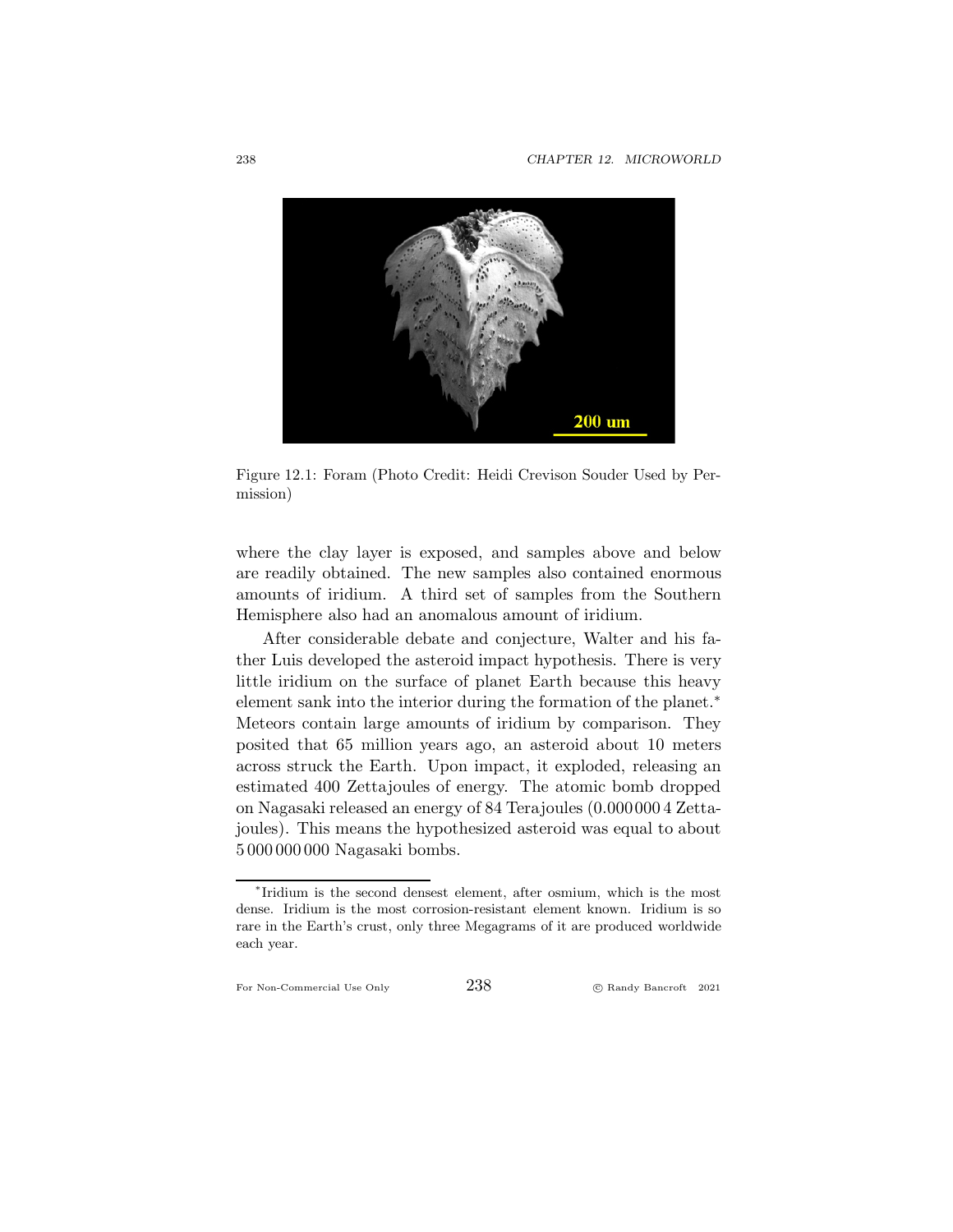Figure 12.1: Foram (Photo Credit: Heidi Crevison Souder Used by Permission)

where the clay layer is exposed, and samples above and below are readily obtained. The new samples also contained enormous amounts of iridium. A third set of samples from the Southern Hemisphere also had an anomalous amount of iridium.

After considerable debate and conjecture, Walter and his father Luis developed the asteroid impact hypothesis. There is very little iridium on the surface of planet Earth because this heavy element sank into the interior during the formation of the planet.* Meteors contain large amounts of iridium by comparison. They posited that 65 million years ago, an asteroid about 10 meters across struck the Earth. Upon impact, it exploded, releasing an estimated 400 Zettajoules of energy. The atomic bomb dropped on Nagasaki released an energy of 84 Terajoules (0.000 000 4 Zettajoules). This means the hypothesized asteroid was equal to about 5 000 000 000 Nagasaki bombs.

---

*Iridium is the second densest element, after osmium, which is the most dense. Iridium is the most corrosion-resistant element known. Iridium is so rare in the Earth's crust, only three Megagrams of it are produced worldwide each year.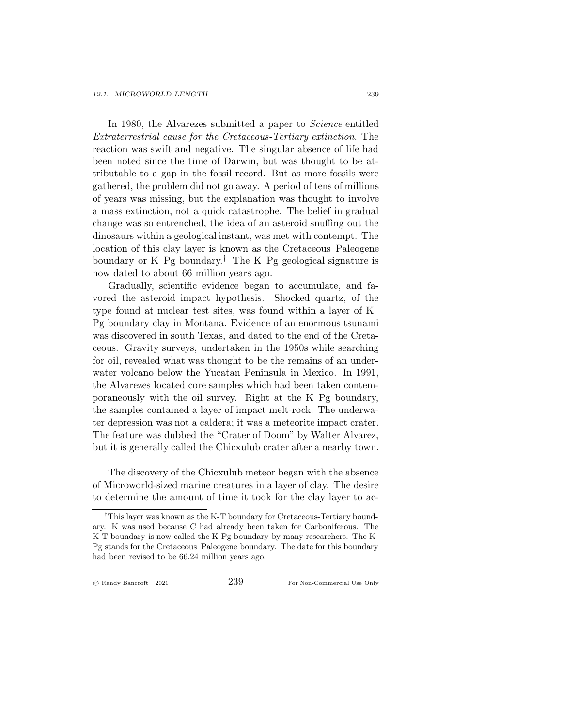In 1980, the Alvarezes submitted a paper to *Science* entitled *Extraterrestrial cause for the Cretaceous-Tertiary extinction*. The reaction was swift and negative. The singular absence of life had been noted since the time of Darwin, but was thought to be attributable to a gap in the fossil record. But as more fossils were gathered, the problem did not go away. A period of tens of millions of years was missing, but the explanation was thought to involve a mass extinction, not a quick catastrophe. The belief in gradual change was so entrenched, the idea of an asteroid snuffing out the dinosaurs within a geological instant, was met with contempt. The location of this clay layer is known as the Cretaceous–Paleogene boundary or K–Pg boundary.† The K–Pg geological signature is now dated to about 66 million years ago.

Gradually, scientific evidence began to accumulate, and favored the asteroid impact hypothesis. Shocked quartz, of the type found at nuclear test sites, was found within a layer of K–Pg boundary clay in Montana. Evidence of an enormous tsunami was discovered in south Texas, and dated to the end of the Cretaceous. Gravity surveys, undertaken in the 1950s while searching for oil, revealed what was thought to be the remains of an underwater volcano below the Yucatan Peninsula in Mexico. In 1991, the Alvarezes located core samples which had been taken contemporaneously with the oil survey. Right at the K–Pg boundary, the samples contained a layer of impact melt-rock. The underwater depression was not a caldera; it was a meteorite impact crater. The feature was dubbed the "Crater of Doom" by Walter Alvarez, but it is generally called the Chicxulub crater after a nearby town.

The discovery of the Chicxulub meteor began with the absence of Microworld-sized marine creatures in a layer of clay. The desire to determine the amount of time it took for the clay layer to ac-

†This layer was known as the K-T boundary for Cretaceous-Tertiary boundary. K was used because C had already been taken for Carboniferous. The K-T boundary is now called the K-Pg boundary by many researchers. The K-Pg stands for the Cretaceous–Paleogene boundary. The date for this boundary had been revised to be 66.24 million years ago.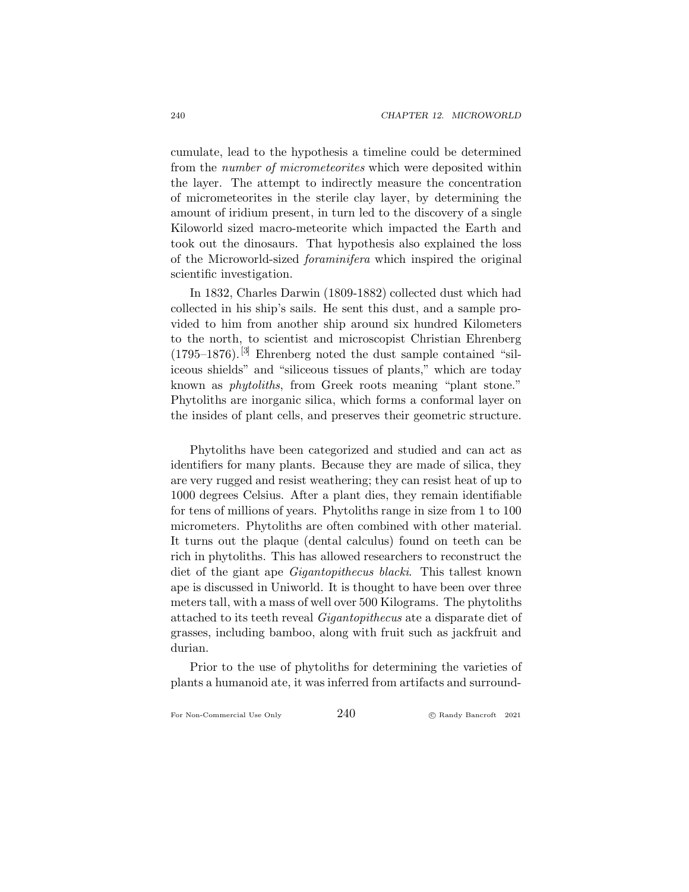cumulate, lead to the hypothesis a timeline could be determined from the *number of micrometeorites* which were deposited within the layer. The attempt to indirectly measure the concentration of micrometeorites in the sterile clay layer, by determining the amount of iridium present, in turn led to the discovery of a single Kiloworld sized macro-meteorite which impacted the Earth and took out the dinosaurs. That hypothesis also explained the loss of the Microworld-sized *foraminifera* which inspired the original scientific investigation.

In 1832, Charles Darwin (1809-1882) collected dust which had collected in his ship's sails. He sent this dust, and a sample provided to him from another ship around six hundred Kilometers to the north, to scientist and microscopist Christian Ehrenberg (1795–1876).[3] Ehrenberg noted the dust sample contained "siliceous shields" and "siliceous tissues of plants," which are today known as *phytoliths*, from Greek roots meaning "plant stone." Phytoliths are inorganic silica, which forms a conformal layer on the insides of plant cells, and preserves their geometric structure.

Phytoliths have been categorized and studied and can act as identifiers for many plants. Because they are made of silica, they are very rugged and resist weathering; they can resist heat of up to 1000 degrees Celsius. After a plant dies, they remain identifiable for tens of millions of years. Phytoliths range in size from 1 to 100 micrometers. Phytoliths are often combined with other material. It turns out the plaque (dental calculus) found on teeth can be rich in phytoliths. This has allowed researchers to reconstruct the diet of the giant ape *Gigantopithecus blacki*. This tallest known ape is discussed in Uniworld. It is thought to have been over three meters tall, with a mass of well over 500 Kilograms. The phytoliths attached to its teeth reveal *Gigantopithecus* ate a disparate diet of grasses, including bamboo, along with fruit such as jackfruit and durian.

Prior to the use of phytoliths for determining the varieties of plants a humanoid ate, it was inferred from artifacts and surround-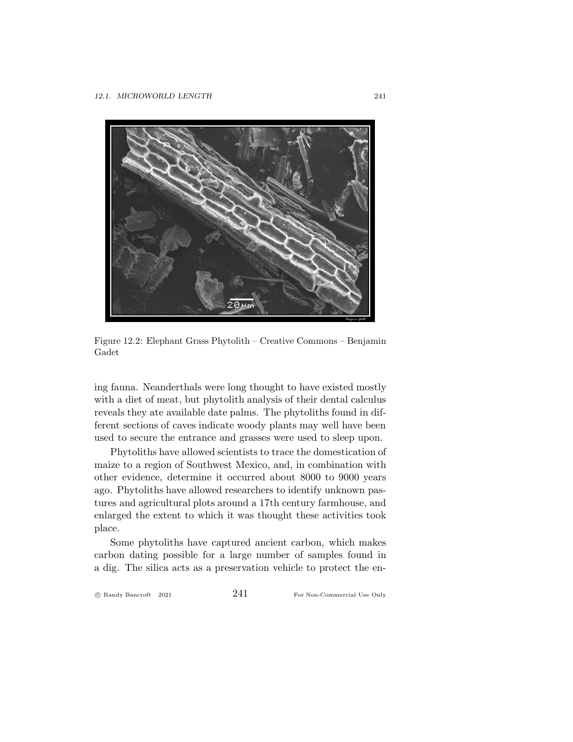Figure 12.2: Elephant Grass Phytolith – Creative Commons – Benjamin Gadet

ing fauna. Neanderthals were long thought to have existed mostly with a diet of meat, but phytolith analysis of their dental calculus reveals they ate available date palms. The phytoliths found in different sections of caves indicate woody plants may well have been used to secure the entrance and grasses were used to sleep upon.

Phytoliths have allowed scientists to trace the domestication of maize to a region of Southwest Mexico, and, in combination with other evidence, determine it occurred about 8000 to 9000 years ago. Phytoliths have allowed researchers to identify unknown pastures and agricultural plots around a 17th century farmhouse, and enlarged the extent to which it was thought these activities took place.

Some phytoliths have captured ancient carbon, which makes carbon dating possible for a large number of samples found in a dig. The silica acts as a preservation vehicle to protect the en-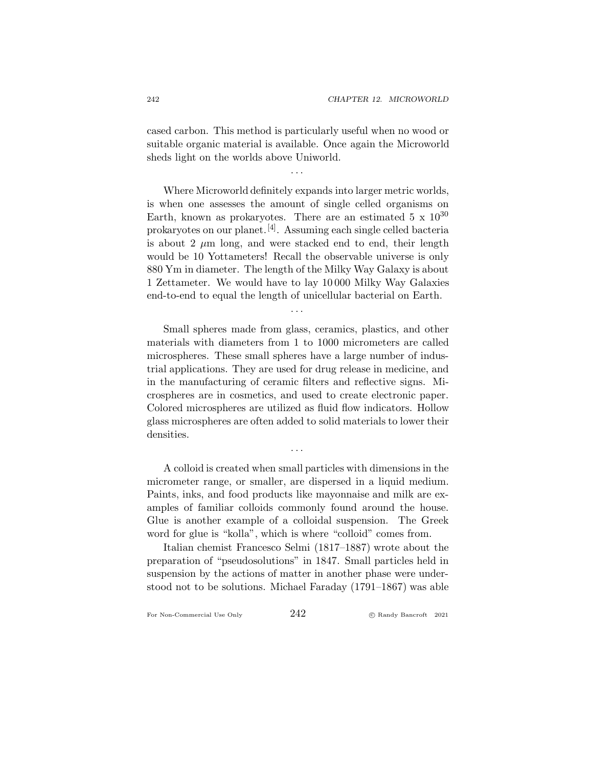cased carbon. This method is particularly useful when no wood or suitable organic material is available. Once again the Microworld sheds light on the worlds above Uniworld.

. . .

Where Microworld definitely expands into larger metric worlds, is when one assesses the amount of single celled organisms on Earth, known as prokaryotes. There are an estimated 5 x $10^{30}$ prokaryotes on our planet.[4]. Assuming each single celled bacteria is about 2 $\mu$m long, and were stacked end to end, their length would be 10 Yottameters! Recall the observable universe is only 880 Ym in diameter. The length of the Milky Way Galaxy is about 1 Zettameter. We would have to lay 10 000 Milky Way Galaxies end-to-end to equal the length of unicellular bacterial on Earth.

. . .

Small spheres made from glass, ceramics, plastics, and other materials with diameters from 1 to 1000 micrometers are called microspheres. These small spheres have a large number of industrial applications. They are used for drug release in medicine, and in the manufacturing of ceramic filters and reflective signs. Microspheres are in cosmetics, and used to create electronic paper. Colored microspheres are utilized as fluid flow indicators. Hollow glass microspheres are often added to solid materials to lower their densities.

. . .

A colloid is created when small particles with dimensions in the micrometer range, or smaller, are dispersed in a liquid medium. Paints, inks, and food products like mayonnaise and milk are examples of familiar colloids commonly found around the house. Glue is another example of a colloidal suspension. The Greek word for glue is "kolla", which is where "colloid" comes from.

Italian chemist Francesco Selmi (1817–1887) wrote about the preparation of "pseudosolutions" in 1847. Small particles held in suspension by the actions of matter in another phase were understood not to be solutions. Michael Faraday (1791–1867) was able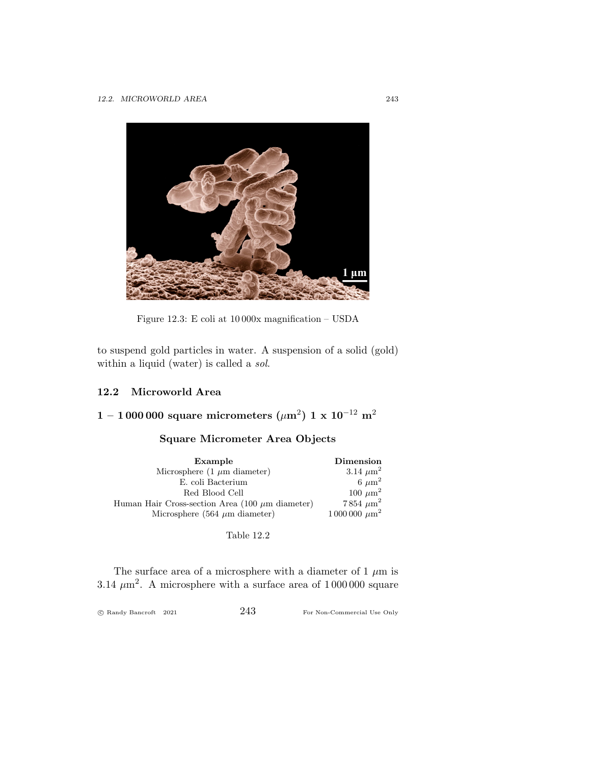Figure 12.3: E coli at 10 000x magnification – USDA

to suspend gold particles in water. A suspension of a solid (gold) within a liquid (water) is called a *sol*.

## 12.2 Microworld Area

### 1 – 1 000 000 square micrometers ($\mu$m$^2$) 1 x 10$^{-12}$ m$^2$

**Square Micrometer Area Objects**

| Example | Dimension |
|---|---|
| Microsphere (1 $\mu$m diameter) | 3.14 $\mu$m$^2$ |
| E. coli Bacterium | 6 $\mu$m$^2$ |
| Red Blood Cell | 100 $\mu$m$^2$ |
| Human Hair Cross-section Area (100 $\mu$m diameter) | 7 854 $\mu$m$^2$ |
| Microsphere (564 $\mu$m diameter) | 1 000 000 $\mu$m$^2$ |

Table 12.2

The surface area of a microsphere with a diameter of 1 $\mu$m is 3.14 $\mu$m$^2$. A microsphere with a surface area of 1 000 000 square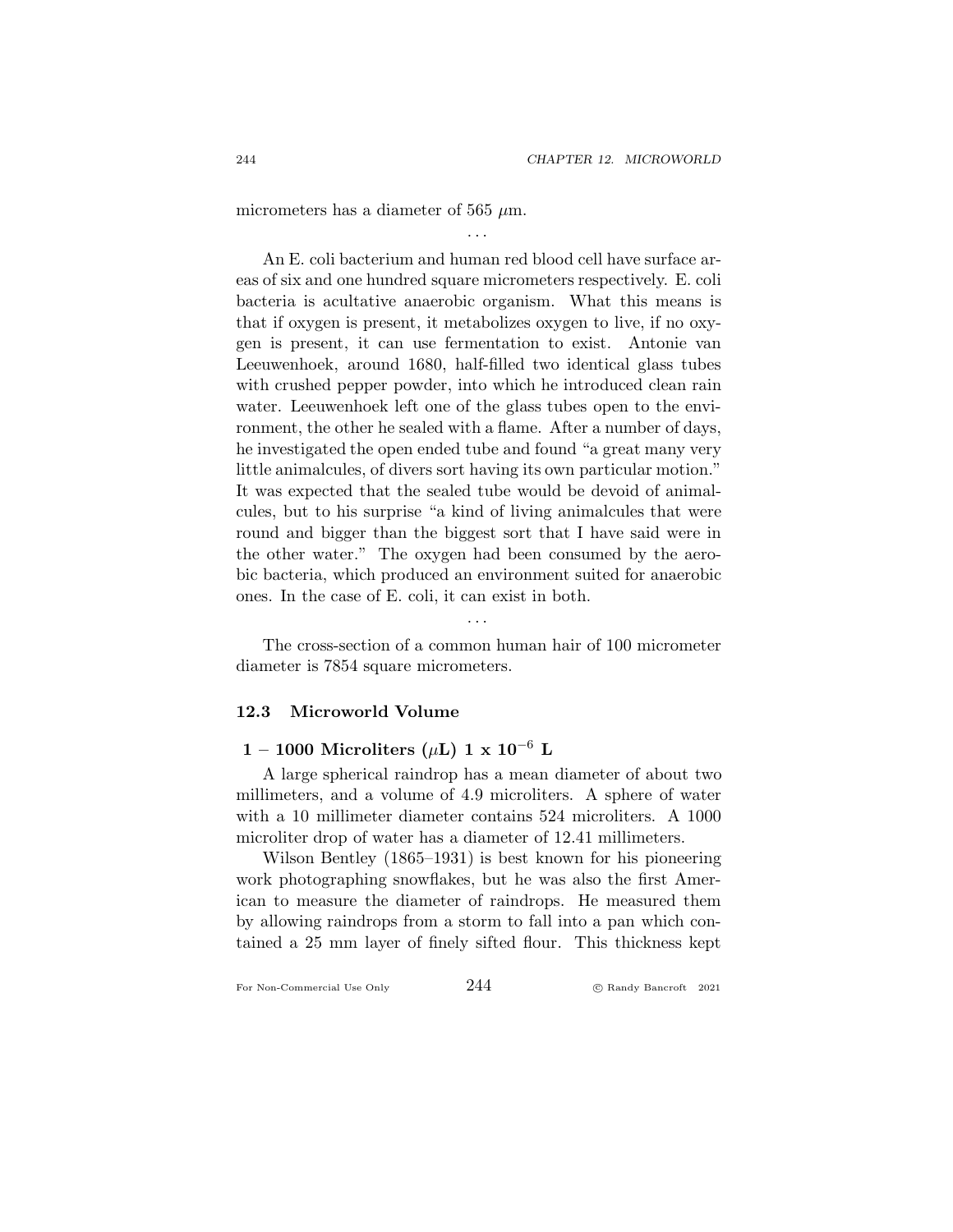micrometers has a diameter of 565 $\mu$m.

. . .

An E. coli bacterium and human red blood cell have surface areas of six and one hundred square micrometers respectively. E. coli bacteria is acultative anaerobic organism. What this means is that if oxygen is present, it metabolizes oxygen to live, if no oxygen is present, it can use fermentation to exist. Antonie van Leeuwenhoek, around 1680, half-filled two identical glass tubes with crushed pepper powder, into which he introduced clean rain water. Leeuwenhoek left one of the glass tubes open to the environment, the other he sealed with a flame. After a number of days, he investigated the open ended tube and found "a great many very little animalcules, of divers sort having its own particular motion." It was expected that the sealed tube would be devoid of animalcules, but to his surprise "a kind of living animalcules that were round and bigger than the biggest sort that I have said were in the other water." The oxygen had been consumed by the aerobic bacteria, which produced an environment suited for anaerobic ones. In the case of E. coli, it can exist in both.

. . .

The cross-section of a common human hair of 100 micrometer diameter is 7854 square micrometers.

## 12.3 Microworld Volume

### 1 – 1000 Microliters ($\mu$L) 1 x $10^{-6}$ L

A large spherical raindrop has a mean diameter of about two millimeters, and a volume of 4.9 microliters. A sphere of water with a 10 millimeter diameter contains 524 microliters. A 1000 microliter drop of water has a diameter of 12.41 millimeters.

Wilson Bentley (1865–1931) is best known for his pioneering work photographing snowflakes, but he was also the first American to measure the diameter of raindrops. He measured them by allowing raindrops from a storm to fall into a pan which contained a 25 mm layer of finely sifted flour. This thickness kept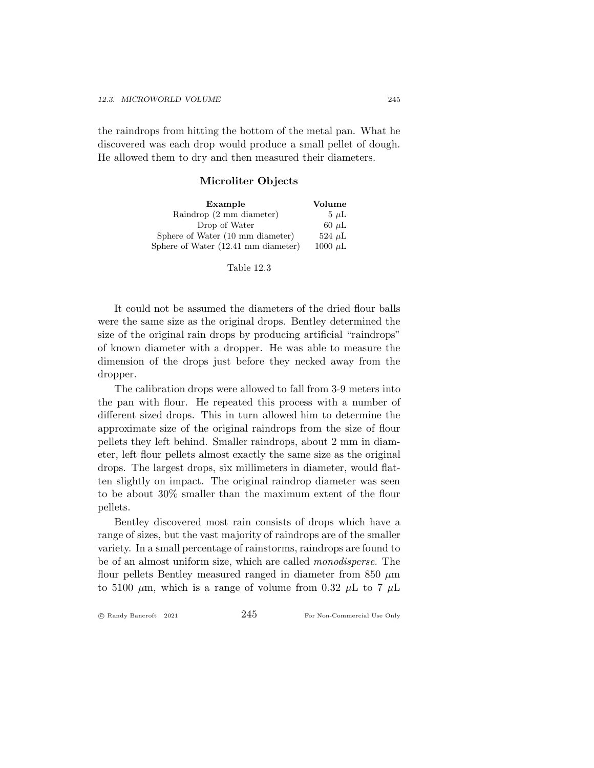the raindrops from hitting the bottom of the metal pan. What he discovered was each drop would produce a small pellet of dough. He allowed them to dry and then measured their diameters.

### Microliter Objects

| Example | Volume |
|---|---|
| Raindrop (2 mm diameter) | 5 $\mu$L |
| Drop of Water | 60 $\mu$L |
| Sphere of Water (10 mm diameter) | 524 $\mu$L |
| Sphere of Water (12.41 mm diameter) | 1000 $\mu$L |

Table 12.3

It could not be assumed the diameters of the dried flour balls were the same size as the original drops. Bentley determined the size of the original rain drops by producing artificial "raindrops" of known diameter with a dropper. He was able to measure the dimension of the drops just before they necked away from the dropper.

The calibration drops were allowed to fall from 3-9 meters into the pan with flour. He repeated this process with a number of different sized drops. This in turn allowed him to determine the approximate size of the original raindrops from the size of flour pellets they left behind. Smaller raindrops, about 2 mm in diameter, left flour pellets almost exactly the same size as the original drops. The largest drops, six millimeters in diameter, would flatten slightly on impact. The original raindrop diameter was seen to be about 30% smaller than the maximum extent of the flour pellets.

Bentley discovered most rain consists of drops which have a range of sizes, but the vast majority of raindrops are of the smaller variety. In a small percentage of rainstorms, raindrops are found to be of an almost uniform size, which are called *monodisperse*. The flour pellets Bentley measured ranged in diameter from 850 $\mu$m to 5100 $\mu$m, which is a range of volume from 0.32 $\mu$L to 7 $\mu$L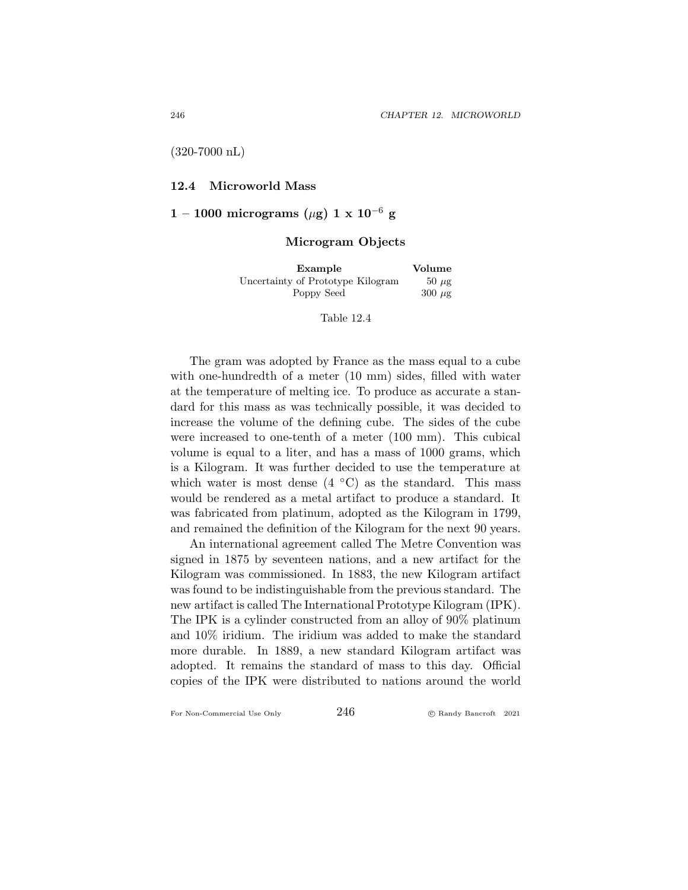(320-7000 nL)

## 12.4 Microworld Mass

### 1 – 1000 micrograms ($\mu$g) 1 x $10^{-6}$ g

**Microgram Objects**

| Example | Volume |
|---|---|
| Uncertainty of Prototype Kilogram | 50 $\mu$g |
| Poppy Seed | 300 $\mu$g |

Table 12.4

The gram was adopted by France as the mass equal to a cube with one-hundredth of a meter (10 mm) sides, filled with water at the temperature of melting ice. To produce as accurate a standard for this mass as was technically possible, it was decided to increase the volume of the defining cube. The sides of the cube were increased to one-tenth of a meter (100 mm). This cubical volume is equal to a liter, and has a mass of 1000 grams, which is a Kilogram. It was further decided to use the temperature at which water is most dense (4 °C) as the standard. This mass would be rendered as a metal artifact to produce a standard. It was fabricated from platinum, adopted as the Kilogram in 1799, and remained the definition of the Kilogram for the next 90 years.

An international agreement called The Metre Convention was signed in 1875 by seventeen nations, and a new artifact for the Kilogram was commissioned. In 1883, the new Kilogram artifact was found to be indistinguishable from the previous standard. The new artifact is called The International Prototype Kilogram (IPK). The IPK is a cylinder constructed from an alloy of 90% platinum and 10% iridium. The iridium was added to make the standard more durable. In 1889, a new standard Kilogram artifact was adopted. It remains the standard of mass to this day. Official copies of the IPK were distributed to nations around the world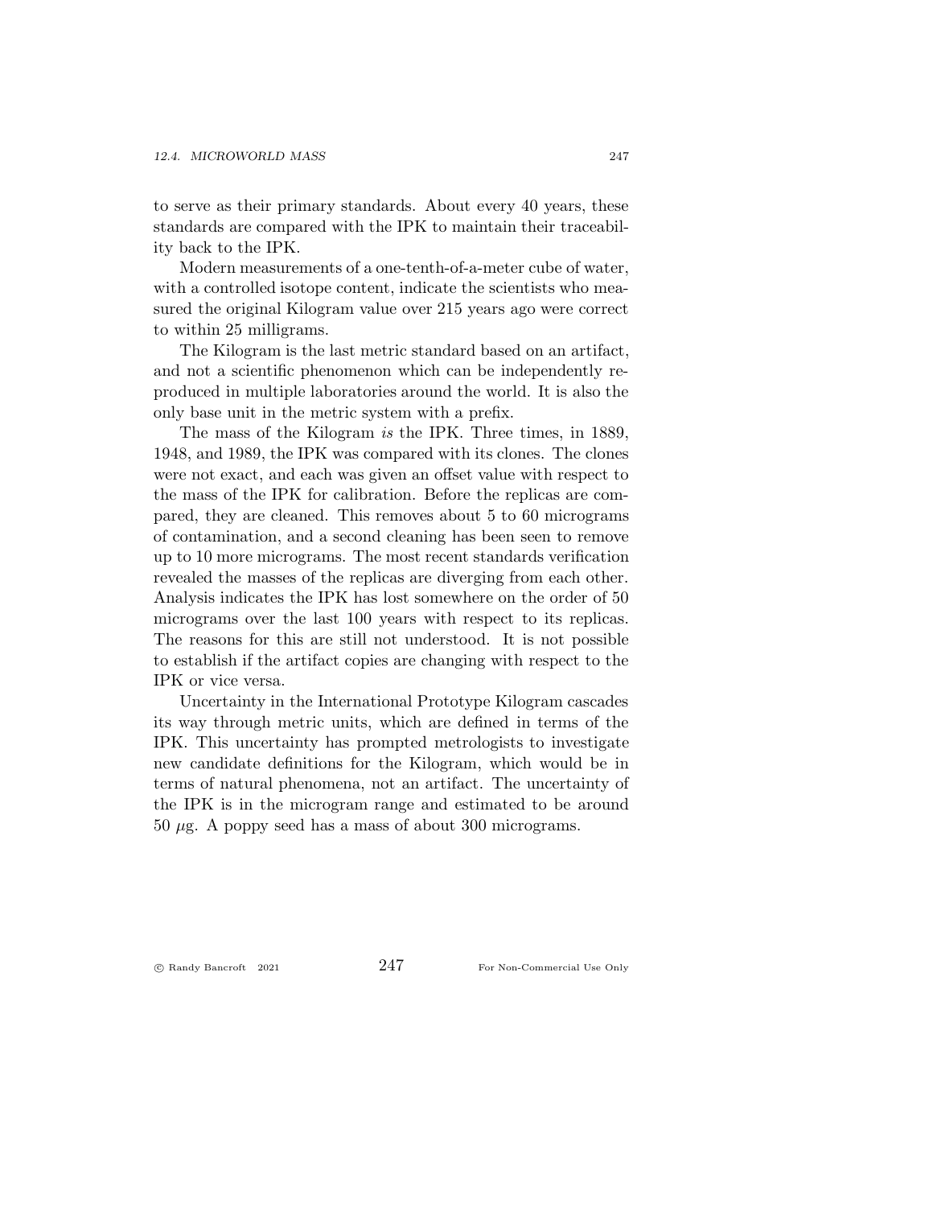to serve as their primary standards. About every 40 years, these standards are compared with the IPK to maintain their traceability back to the IPK.

Modern measurements of a one-tenth-of-a-meter cube of water, with a controlled isotope content, indicate the scientists who measured the original Kilogram value over 215 years ago were correct to within 25 milligrams.

The Kilogram is the last metric standard based on an artifact, and not a scientific phenomenon which can be independently reproduced in multiple laboratories around the world. It is also the only base unit in the metric system with a prefix.

The mass of the Kilogram *is* the IPK. Three times, in 1889, 1948, and 1989, the IPK was compared with its clones. The clones were not exact, and each was given an offset value with respect to the mass of the IPK for calibration. Before the replicas are compared, they are cleaned. This removes about 5 to 60 micrograms of contamination, and a second cleaning has been seen to remove up to 10 more micrograms. The most recent standards verification revealed the masses of the replicas are diverging from each other. Analysis indicates the IPK has lost somewhere on the order of 50 micrograms over the last 100 years with respect to its replicas. The reasons for this are still not understood. It is not possible to establish if the artifact copies are changing with respect to the IPK or vice versa.

Uncertainty in the International Prototype Kilogram cascades its way through metric units, which are defined in terms of the IPK. This uncertainty has prompted metrologists to investigate new candidate definitions for the Kilogram, which would be in terms of natural phenomena, not an artifact. The uncertainty of the IPK is in the microgram range and estimated to be around 50 $\mu$g. A poppy seed has a mass of about 300 micrograms.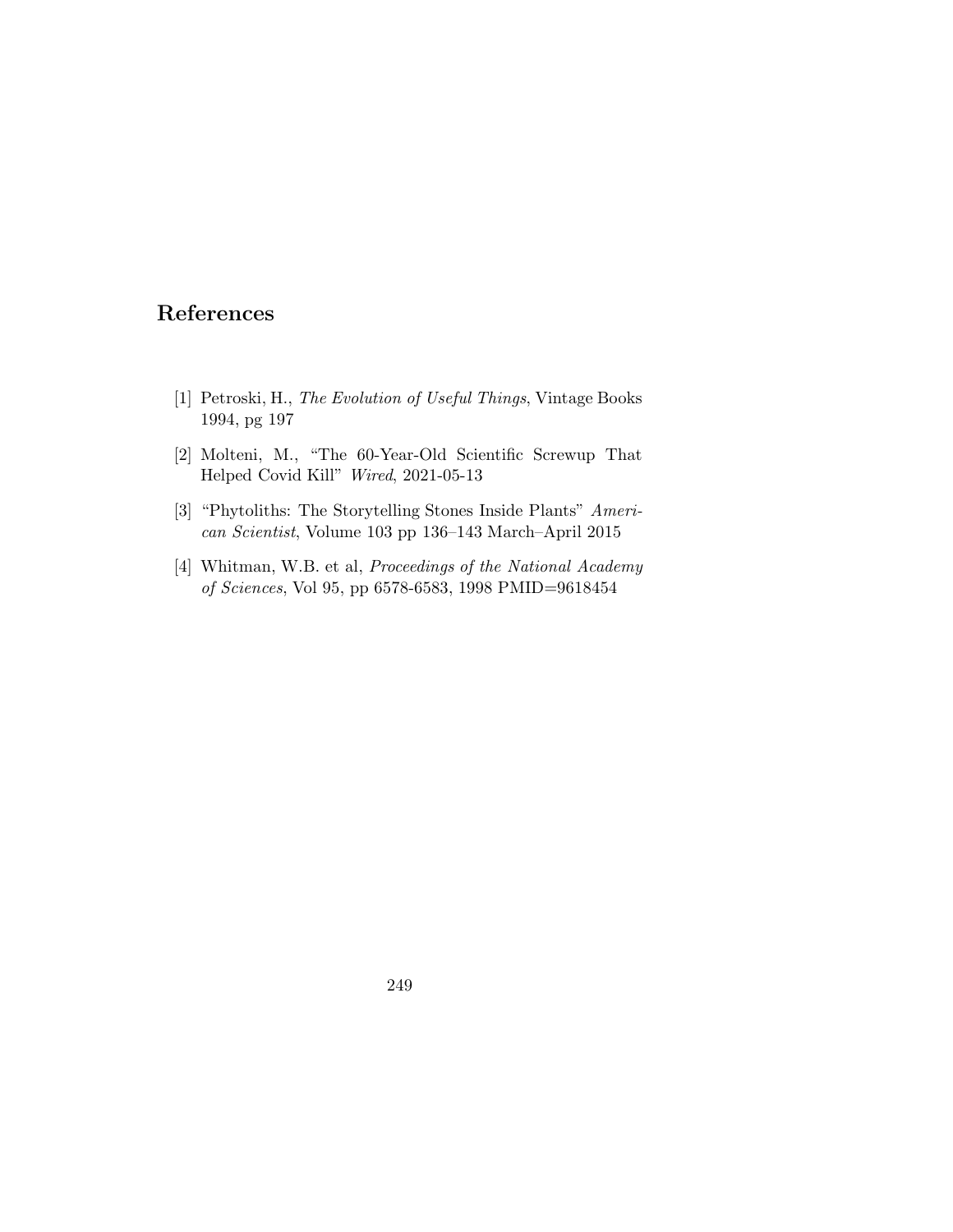## References

[1] Petroski, H., *The Evolution of Useful Things*, Vintage Books 1994, pg 197

[2] Molteni, M., "The 60-Year-Old Scientific Screwup That Helped Covid Kill" *Wired*, 2021-05-13

[3] "Phytoliths: The Storytelling Stones Inside Plants" *American Scientist*, Volume 103 pp 136–143 March–April 2015

[4] Whitman, W.B. et al, *Proceedings of the National Academy of Sciences*, Vol 95, pp 6578-6583, 1998 PMID=9618454